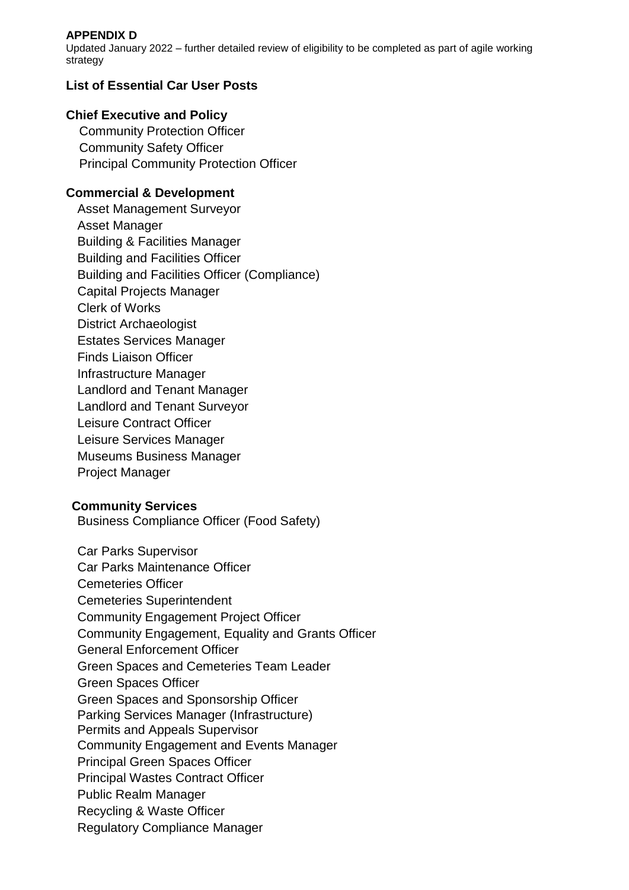**APPENDIX D**

Updated January 2022 – further detailed review of eligibility to be completed as part of agile working strategy

## List of Essential Car User Posts

### Chief Executive and Policy

Community Protection Officer
Community Safety Officer
Principal Community Protection Officer

### Commercial & Development

Asset Management Surveyor
Asset Manager
Building & Facilities Manager
Building and Facilities Officer
Building and Facilities Officer (Compliance)
Capital Projects Manager
Clerk of Works
District Archaeologist
Estates Services Manager
Finds Liaison Officer
Infrastructure Manager
Landlord and Tenant Manager
Landlord and Tenant Surveyor
Leisure Contract Officer
Leisure Services Manager
Museums Business Manager
Project Manager

### Community Services

Business Compliance Officer (Food Safety)

Car Parks Supervisor
Car Parks Maintenance Officer
Cemeteries Officer
Cemeteries Superintendent
Community Engagement Project Officer
Community Engagement, Equality and Grants Officer
General Enforcement Officer
Green Spaces and Cemeteries Team Leader
Green Spaces Officer
Green Spaces and Sponsorship Officer
Parking Services Manager (Infrastructure)
Permits and Appeals Supervisor
Community Engagement and Events Manager
Principal Green Spaces Officer
Principal Wastes Contract Officer
Public Realm Manager
Recycling & Waste Officer
Regulatory Compliance Manager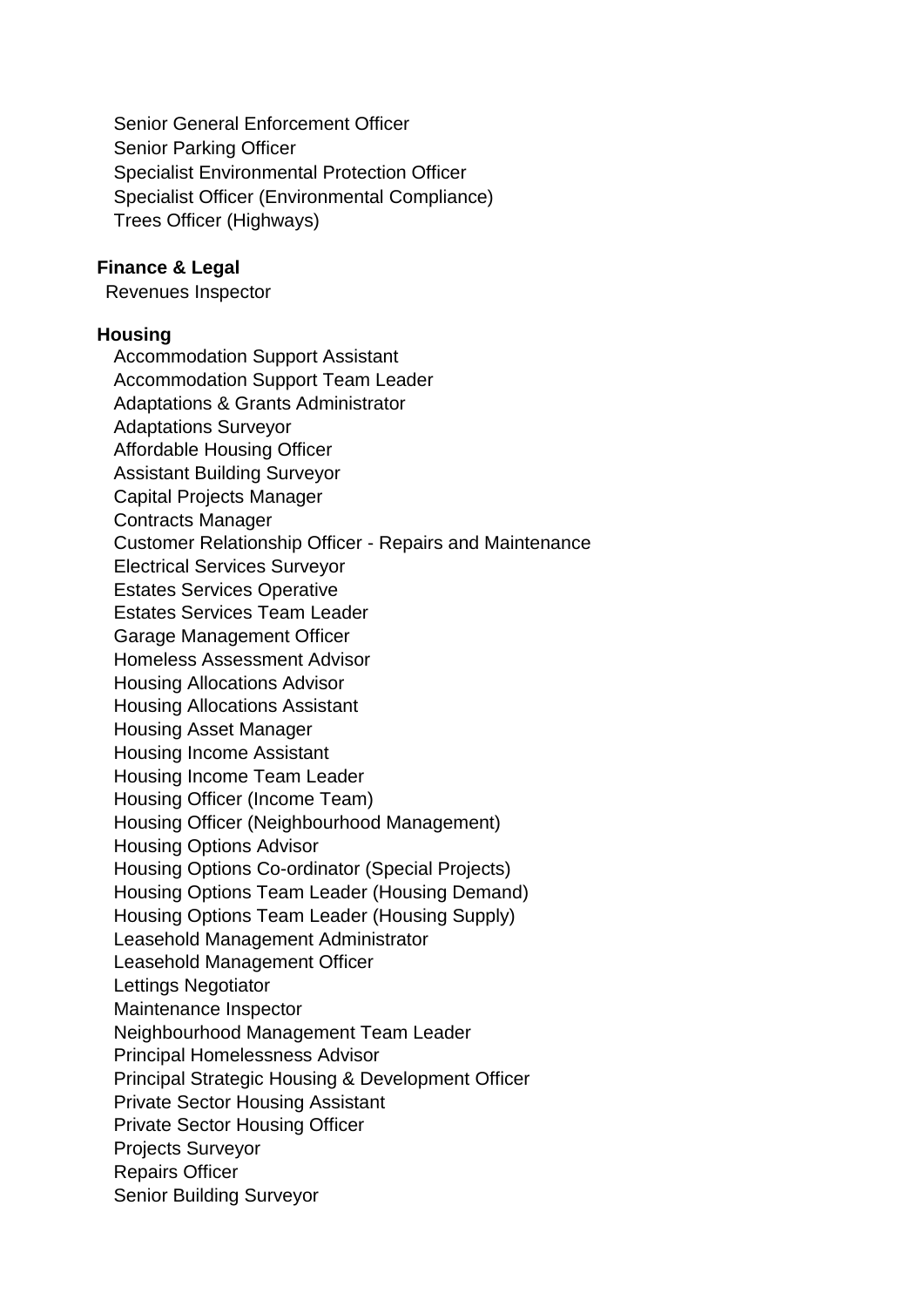Senior General Enforcement Officer
Senior Parking Officer
Specialist Environmental Protection Officer
Specialist Officer (Environmental Compliance)
Trees Officer (Highways)

**Finance & Legal**

Revenues Inspector

**Housing**

Accommodation Support Assistant
Accommodation Support Team Leader
Adaptations & Grants Administrator
Adaptations Surveyor
Affordable Housing Officer
Assistant Building Surveyor
Capital Projects Manager
Contracts Manager
Customer Relationship Officer - Repairs and Maintenance
Electrical Services Surveyor
Estates Services Operative
Estates Services Team Leader
Garage Management Officer
Homeless Assessment Advisor
Housing Allocations Advisor
Housing Allocations Assistant
Housing Asset Manager
Housing Income Assistant
Housing Income Team Leader
Housing Officer (Income Team)
Housing Officer (Neighbourhood Management)
Housing Options Advisor
Housing Options Co-ordinator (Special Projects)
Housing Options Team Leader (Housing Demand)
Housing Options Team Leader (Housing Supply)
Leasehold Management Administrator
Leasehold Management Officer
Lettings Negotiator
Maintenance Inspector
Neighbourhood Management Team Leader
Principal Homelessness Advisor
Principal Strategic Housing & Development Officer
Private Sector Housing Assistant
Private Sector Housing Officer
Projects Surveyor
Repairs Officer
Senior Building Surveyor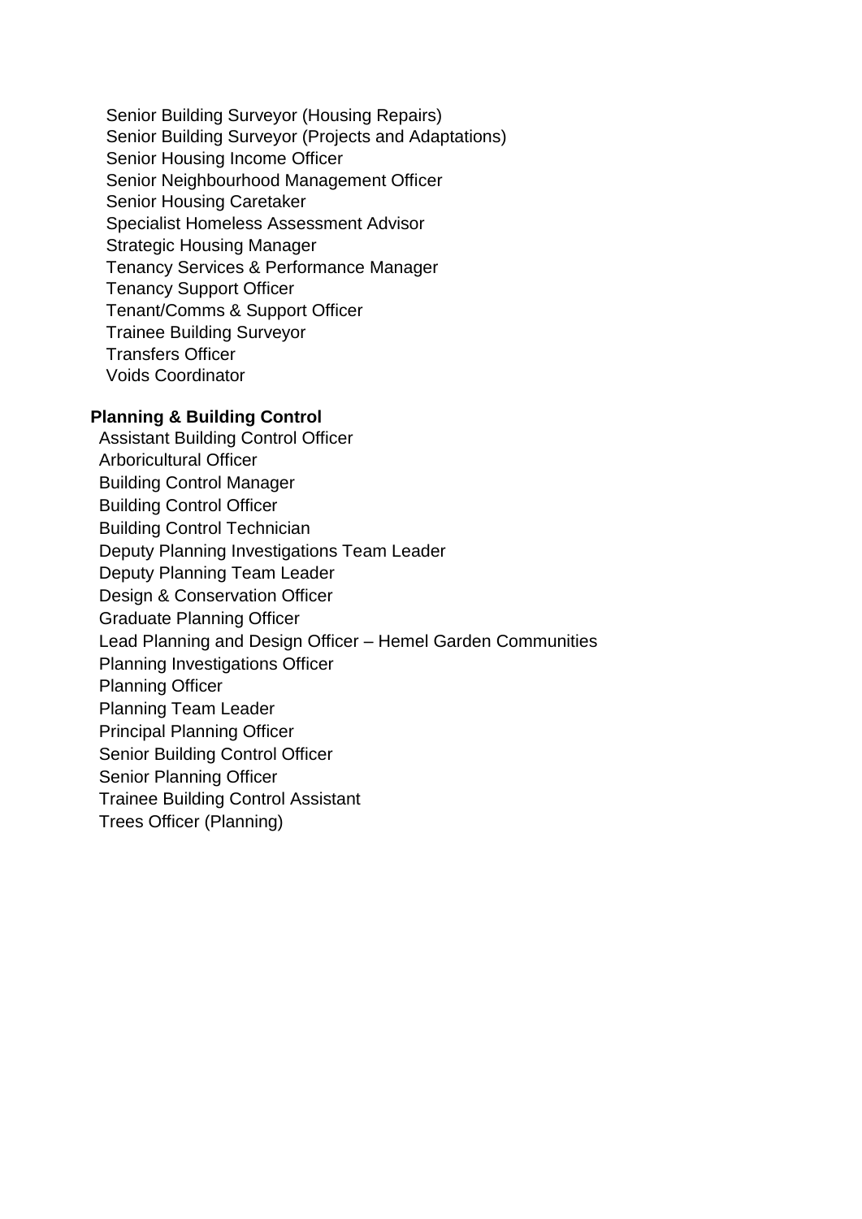Senior Building Surveyor (Housing Repairs)
Senior Building Surveyor (Projects and Adaptations)
Senior Housing Income Officer
Senior Neighbourhood Management Officer
Senior Housing Caretaker
Specialist Homeless Assessment Advisor
Strategic Housing Manager
Tenancy Services & Performance Manager
Tenancy Support Officer
Tenant/Comms & Support Officer
Trainee Building Surveyor
Transfers Officer
Voids Coordinator

**Planning & Building Control**

Assistant Building Control Officer
Arboricultural Officer
Building Control Manager
Building Control Officer
Building Control Technician
Deputy Planning Investigations Team Leader
Deputy Planning Team Leader
Design & Conservation Officer
Graduate Planning Officer
Lead Planning and Design Officer – Hemel Garden Communities
Planning Investigations Officer
Planning Officer
Planning Team Leader
Principal Planning Officer
Senior Building Control Officer
Senior Planning Officer
Trainee Building Control Assistant
Trees Officer (Planning)